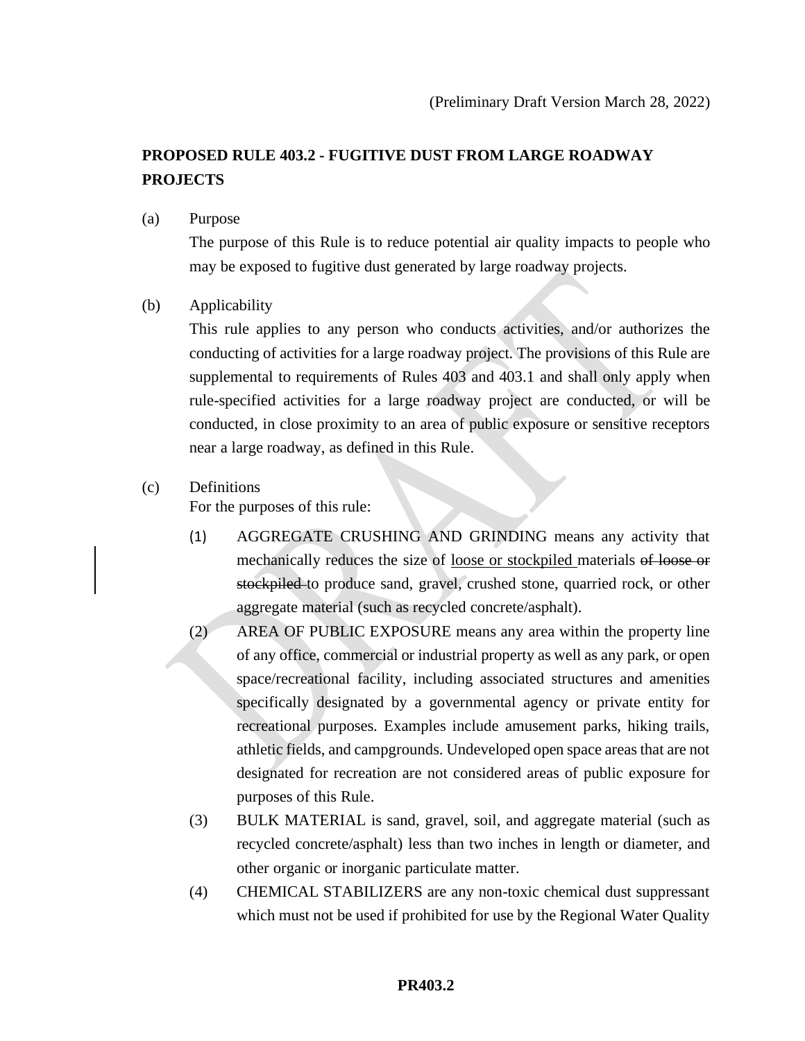(Preliminary Draft Version March 28, 2022)

# PROPOSED RULE 403.2 - FUGITIVE DUST FROM LARGE ROADWAY PROJECTS

(a) Purpose

The purpose of this Rule is to reduce potential air quality impacts to people who may be exposed to fugitive dust generated by large roadway projects.

(b) Applicability

This rule applies to any person who conducts activities, and/or authorizes the conducting of activities for a large roadway project. The provisions of this Rule are supplemental to requirements of Rules 403 and 403.1 and shall only apply when rule-specified activities for a large roadway project are conducted, or will be conducted, in close proximity to an area of public exposure or sensitive receptors near a large roadway, as defined in this Rule.

(c) Definitions

For the purposes of this rule:

(1) AGGREGATE CRUSHING AND GRINDING means any activity that mechanically reduces the size of <u>loose or stockpiled</u> materials ~~of loose or stockpiled~~ to produce sand, gravel, crushed stone, quarried rock, or other aggregate material (such as recycled concrete/asphalt).

(2) AREA OF PUBLIC EXPOSURE means any area within the property line of any office, commercial or industrial property as well as any park, or open space/recreational facility, including associated structures and amenities specifically designated by a governmental agency or private entity for recreational purposes. Examples include amusement parks, hiking trails, athletic fields, and campgrounds. Undeveloped open space areas that are not designated for recreation are not considered areas of public exposure for purposes of this Rule.

(3) BULK MATERIAL is sand, gravel, soil, and aggregate material (such as recycled concrete/asphalt) less than two inches in length or diameter, and other organic or inorganic particulate matter.

(4) CHEMICAL STABILIZERS are any non-toxic chemical dust suppressant which must not be used if prohibited for use by the Regional Water Quality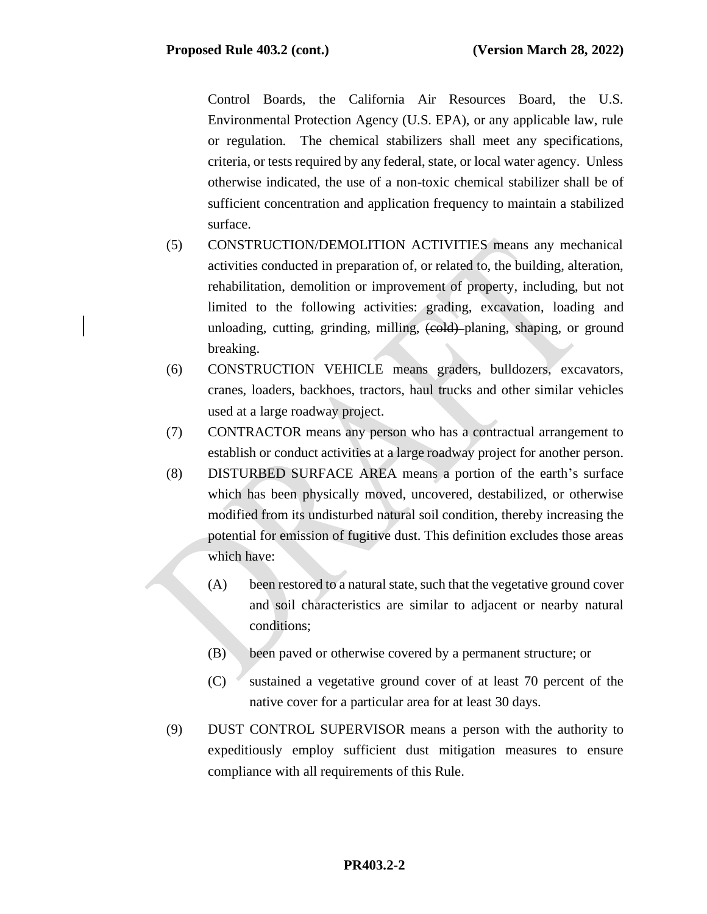Control Boards, the California Air Resources Board, the U.S. Environmental Protection Agency (U.S. EPA), or any applicable law, rule or regulation. The chemical stabilizers shall meet any specifications, criteria, or tests required by any federal, state, or local water agency. Unless otherwise indicated, the use of a non-toxic chemical stabilizer shall be of sufficient concentration and application frequency to maintain a stabilized surface.

(5) CONSTRUCTION/DEMOLITION ACTIVITIES means any mechanical activities conducted in preparation of, or related to, the building, alteration, rehabilitation, demolition or improvement of property, including, but not limited to the following activities: grading, excavation, loading and unloading, cutting, grinding, milling, ~~(cold)~~ planing, shaping, or ground breaking.

(6) CONSTRUCTION VEHICLE means graders, bulldozers, excavators, cranes, loaders, backhoes, tractors, haul trucks and other similar vehicles used at a large roadway project.

(7) CONTRACTOR means any person who has a contractual arrangement to establish or conduct activities at a large roadway project for another person.

(8) DISTURBED SURFACE AREA means a portion of the earth's surface which has been physically moved, uncovered, destabilized, or otherwise modified from its undisturbed natural soil condition, thereby increasing the potential for emission of fugitive dust. This definition excludes those areas which have:

(A) been restored to a natural state, such that the vegetative ground cover and soil characteristics are similar to adjacent or nearby natural conditions;

(B) been paved or otherwise covered by a permanent structure; or

(C) sustained a vegetative ground cover of at least 70 percent of the native cover for a particular area for at least 30 days.

(9) DUST CONTROL SUPERVISOR means a person with the authority to expeditiously employ sufficient dust mitigation measures to ensure compliance with all requirements of this Rule.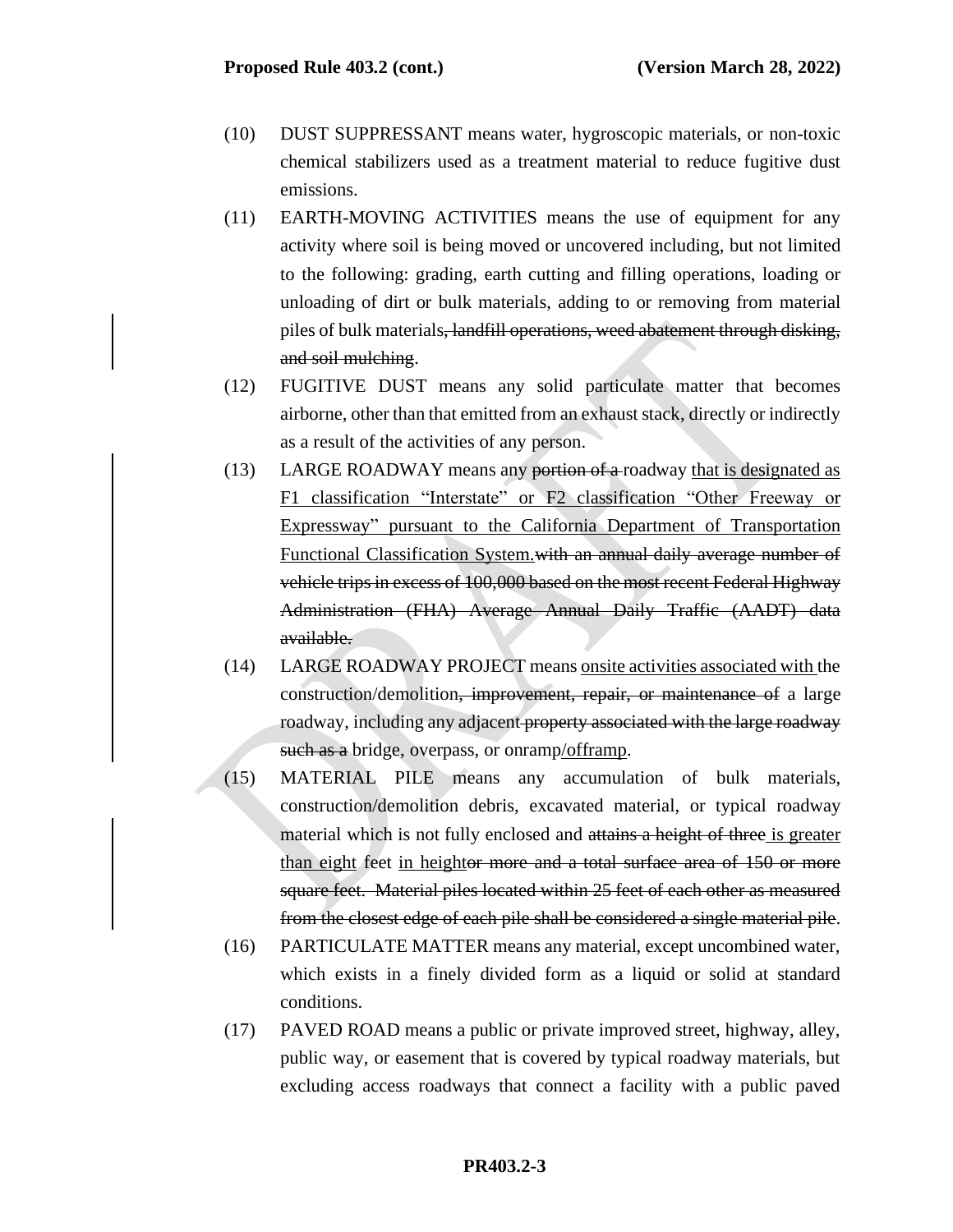(10) DUST SUPPRESSANT means water, hygroscopic materials, or non-toxic chemical stabilizers used as a treatment material to reduce fugitive dust emissions.

(11) EARTH-MOVING ACTIVITIES means the use of equipment for any activity where soil is being moved or uncovered including, but not limited to the following: grading, earth cutting and filling operations, loading or unloading of dirt or bulk materials, adding to or removing from material piles of bulk materials~~, landfill operations, weed abatement through disking, and soil mulching~~.

(12) FUGITIVE DUST means any solid particulate matter that becomes airborne, other than that emitted from an exhaust stack, directly or indirectly as a result of the activities of any person.

(13) LARGE ROADWAY means any ~~portion of a~~ roadway <u>that is designated as F1 classification "Interstate" or F2 classification "Other Freeway or Expressway" pursuant to the California Department of Transportation Functional Classification System.</u>~~with an annual daily average number of vehicle trips in excess of 100,000 based on the most recent Federal Highway Administration (FHA) Average Annual Daily Traffic (AADT) data available.~~

(14) LARGE ROADWAY PROJECT means <u>onsite activities associated with</u> the construction/demolition~~, improvement, repair, or maintenance of~~ a large roadway, including any adjacent ~~property associated with the large roadway such as a~~ bridge, overpass, or onramp<u>/offramp</u>.

(15) MATERIAL PILE means any accumulation of bulk materials, construction/demolition debris, excavated material, or typical roadway material which is not fully enclosed and ~~attains a height of three~~ <u>is greater than eight</u> feet <u>in height</u>~~or more and a total surface area of 150 or more square feet. Material piles located within 25 feet of each other as measured from the closest edge of each pile shall be considered a single material pile~~.

(16) PARTICULATE MATTER means any material, except uncombined water, which exists in a finely divided form as a liquid or solid at standard conditions.

(17) PAVED ROAD means a public or private improved street, highway, alley, public way, or easement that is covered by typical roadway materials, but excluding access roadways that connect a facility with a public paved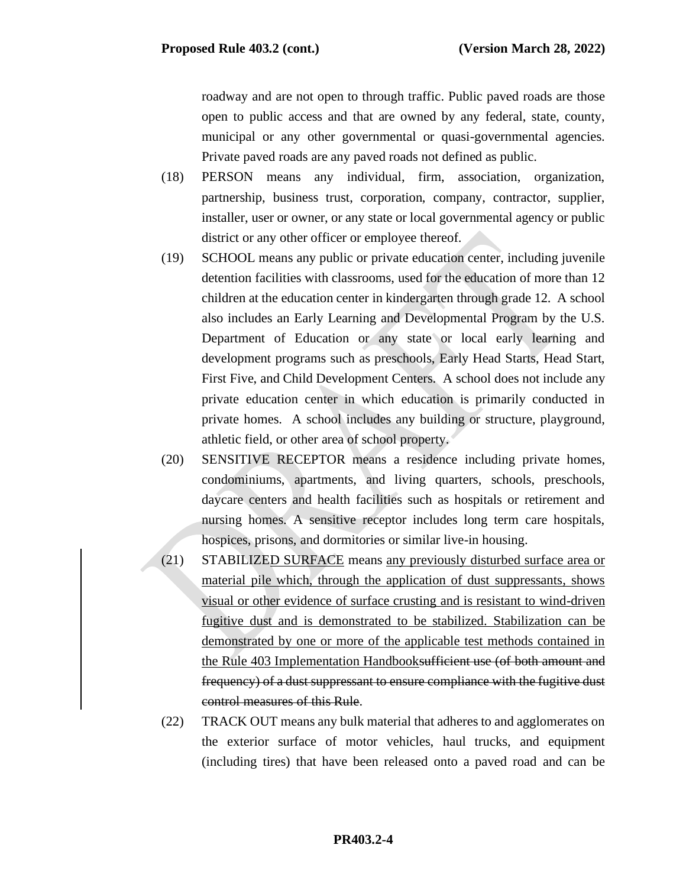roadway and are not open to through traffic. Public paved roads are those open to public access and that are owned by any federal, state, county, municipal or any other governmental or quasi-governmental agencies. Private paved roads are any paved roads not defined as public.

(18) PERSON means any individual, firm, association, organization, partnership, business trust, corporation, company, contractor, supplier, installer, user or owner, or any state or local governmental agency or public district or any other officer or employee thereof.

(19) SCHOOL means any public or private education center, including juvenile detention facilities with classrooms, used for the education of more than 12 children at the education center in kindergarten through grade 12. A school also includes an Early Learning and Developmental Program by the U.S. Department of Education or any state or local early learning and development programs such as preschools, Early Head Starts, Head Start, First Five, and Child Development Centers. A school does not include any private education center in which education is primarily conducted in private homes. A school includes any building or structure, playground, athletic field, or other area of school property.

(20) SENSITIVE RECEPTOR means a residence including private homes, condominiums, apartments, and living quarters, schools, preschools, daycare centers and health facilities such as hospitals or retirement and nursing homes. A sensitive receptor includes long term care hospitals, hospices, prisons, and dormitories or similar live-in housing.

(21) STABILIZED SURFACE means <u>any previously disturbed surface area or material pile which, through the application of dust suppressants, shows visual or other evidence of surface crusting and is resistant to wind-driven fugitive dust and is demonstrated to be stabilized. Stabilization can be demonstrated by one or more of the applicable test methods contained in the Rule 403 Implementation Handbook</u>~~sufficient use (of both amount and frequency) of a dust suppressant to ensure compliance with the fugitive dust control measures of this Rule~~.

(22) TRACK OUT means any bulk material that adheres to and agglomerates on the exterior surface of motor vehicles, haul trucks, and equipment (including tires) that have been released onto a paved road and can be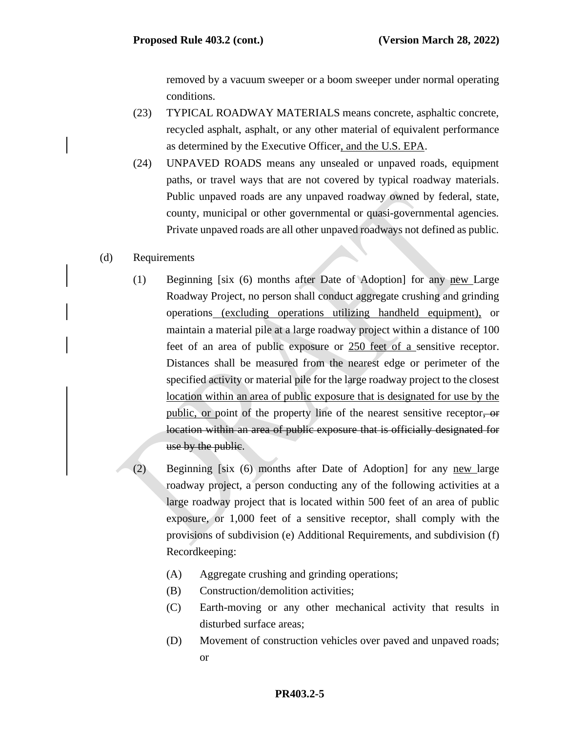removed by a vacuum sweeper or a boom sweeper under normal operating conditions.

(23) TYPICAL ROADWAY MATERIALS means concrete, asphaltic concrete, recycled asphalt, asphalt, or any other material of equivalent performance as determined by the Executive Officer, and the U.S. EPA.

(24) UNPAVED ROADS means any unsealed or unpaved roads, equipment paths, or travel ways that are not covered by typical roadway materials. Public unpaved roads are any unpaved roadway owned by federal, state, county, municipal or other governmental or quasi-governmental agencies. Private unpaved roads are all other unpaved roadways not defined as public.

(d) Requirements

(1) Beginning [six (6) months after Date of Adoption] for any new Large Roadway Project, no person shall conduct aggregate crushing and grinding operations (excluding operations utilizing handheld equipment), or maintain a material pile at a large roadway project within a distance of 100 feet of an area of public exposure or 250 feet of a sensitive receptor. Distances shall be measured from the nearest edge or perimeter of the specified activity or material pile for the large roadway project to the closest location within an area of public exposure that is designated for use by the public, or point of the property line of the nearest sensitive receptor~~, or location within an area of public exposure that is officially designated for use by the public~~.

(2) Beginning [six (6) months after Date of Adoption] for any new large roadway project, a person conducting any of the following activities at a large roadway project that is located within 500 feet of an area of public exposure, or 1,000 feet of a sensitive receptor, shall comply with the provisions of subdivision (e) Additional Requirements, and subdivision (f) Recordkeeping:

(A) Aggregate crushing and grinding operations;

(B) Construction/demolition activities;

(C) Earth-moving or any other mechanical activity that results in disturbed surface areas;

(D) Movement of construction vehicles over paved and unpaved roads; or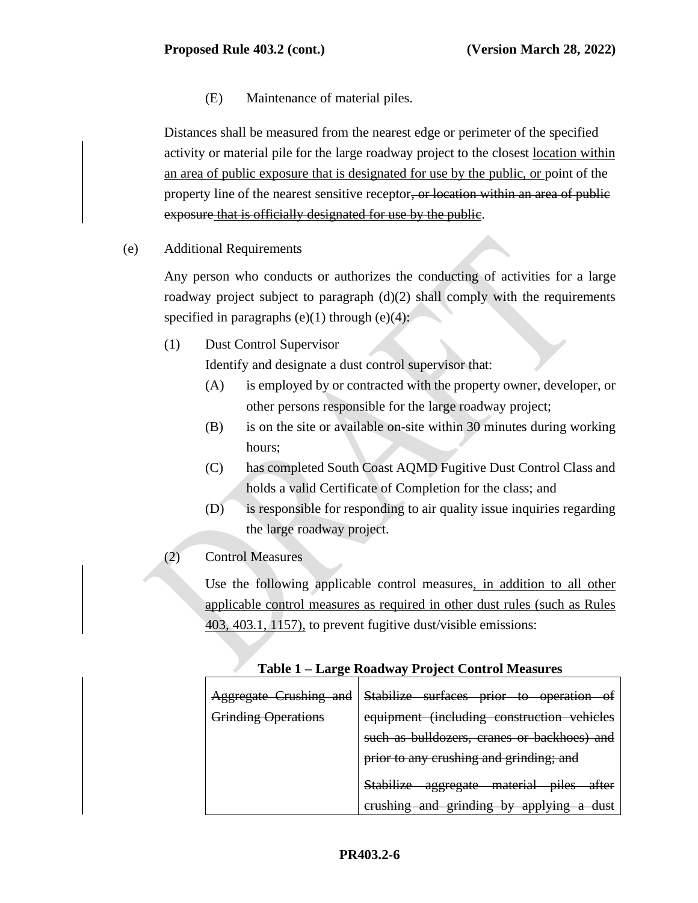(E) Maintenance of material piles.

Distances shall be measured from the nearest edge or perimeter of the specified activity or material pile for the large roadway project to the closest <u>location within an area of public exposure that is designated for use by the public, or</u> point of the property line of the nearest sensitive receptor~~, or location within an area of public exposure~~ ~~<u>that is officially designated for use by the public</u>~~.

(e) Additional Requirements

Any person who conducts or authorizes the conducting of activities for a large roadway project subject to paragraph (d)(2) shall comply with the requirements specified in paragraphs (e)(1) through (e)(4):

(1) Dust Control Supervisor

Identify and designate a dust control supervisor that:

(A) is employed by or contracted with the property owner, developer, or other persons responsible for the large roadway project;

(B) is on the site or available on-site within 30 minutes during working hours;

(C) has completed South Coast AQMD Fugitive Dust Control Class and holds a valid Certificate of Completion for the class; and

(D) is responsible for responding to air quality issue inquiries regarding the large roadway project.

(2) Control Measures

Use the following applicable control measures<u>, in addition to all other applicable control measures as required in other dust rules (such as Rules 403, 403.1, 1157),</u> to prevent fugitive dust/visible emissions:

**Table 1 – Large Roadway Project Control Measures**

| | |
|---|---|
| ~~Aggregate Crushing and Grinding Operations~~ | ~~Stabilize surfaces prior to operation of equipment (including construction vehicles such as bulldozers, cranes or backhoes) and prior to any crushing and grinding; and~~<br><br>~~Stabilize aggregate material piles after crushing and grinding by applying a dust~~ |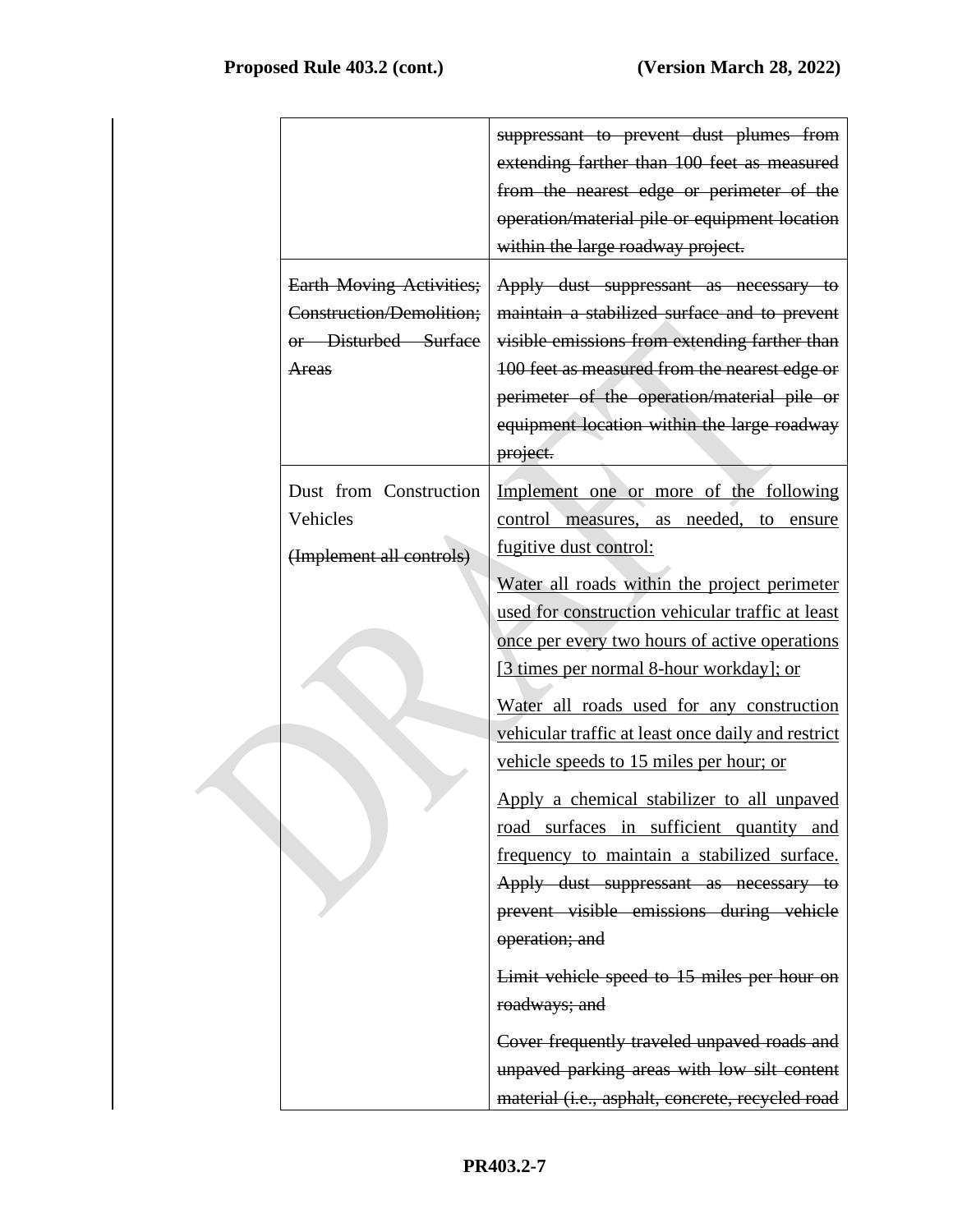| | |
|---|---|
| | ~~suppressant to prevent dust plumes from extending farther than 100 feet as measured from the nearest edge or perimeter of the operation/material pile or equipment location within the large roadway project.~~ |
| ~~Earth Moving Activities; Construction/Demolition; or Disturbed Surface Areas~~ | ~~Apply dust suppressant as necessary to maintain a stabilized surface and to prevent visible emissions from extending farther than 100 feet as measured from the nearest edge or perimeter of the operation/material pile or equipment location within the large roadway project.~~ |
| Dust from Construction Vehicles<br><br>~~(Implement all controls)~~ | <u>Implement one or more of the following control measures, as needed, to ensure fugitive dust control:</u><br><br><u>Water all roads within the project perimeter used for construction vehicular traffic at least once per every two hours of active operations [3 times per normal 8-hour workday]; or</u><br><br><u>Water all roads used for any construction vehicular traffic at least once daily and restrict vehicle speeds to 15 miles per hour; or</u><br><br><u>Apply a chemical stabilizer to all unpaved road surfaces in sufficient quantity and frequency to maintain a stabilized surface.</u> ~~Apply dust suppressant as necessary to prevent visible emissions during vehicle operation; and~~<br><br>~~Limit vehicle speed to 15 miles per hour on roadways; and~~<br><br>~~Cover frequently traveled unpaved roads and unpaved parking areas with low silt content material (i.e., asphalt, concrete, recycled road~~ |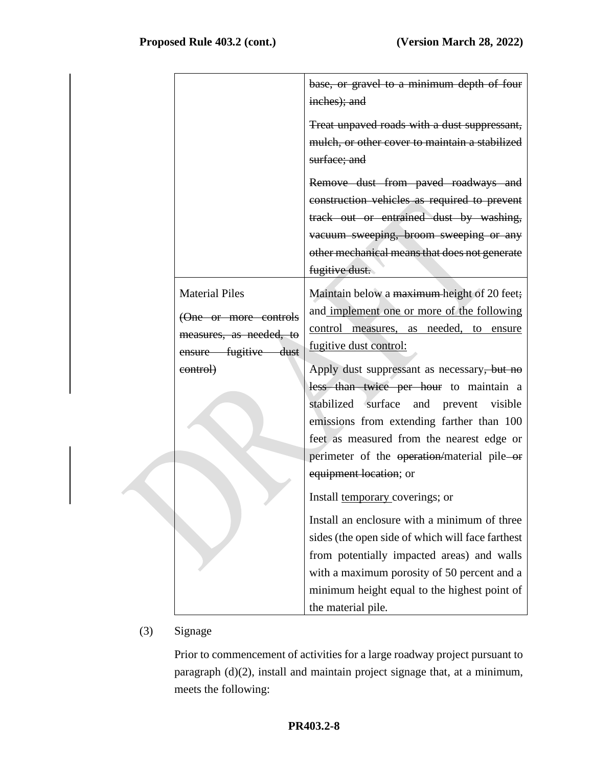| | |
|---|---|
| | ~~base, or gravel to a minimum depth of four inches); and~~<br><br>~~Treat unpaved roads with a dust suppressant, mulch, or other cover to maintain a stabilized surface; and~~<br><br>~~Remove dust from paved roadways and construction vehicles as required to prevent track out or entrained dust by washing, vacuum sweeping, broom sweeping or any other mechanical means that does not generate fugitive dust.~~ |
| Material Piles<br><br>~~(One or more controls measures, as needed, to ensure fugitive dust control)~~ | Maintain below a ~~maximum~~ height of 20 feet~~;~~ and <u>implement one or more of the following control measures, as needed, to ensure fugitive dust control:</u><br><br>Apply dust suppressant as necessary~~, but no less than twice per hour~~ to maintain a stabilized surface and prevent visible emissions from extending farther than 100 feet as measured from the nearest edge or perimeter of the ~~operation/~~material pile ~~or equipment location~~; or<br><br>Install <u>temporary</u> coverings; or<br><br>Install an enclosure with a minimum of three sides (the open side of which will face farthest from potentially impacted areas) and walls with a maximum porosity of 50 percent and a minimum height equal to the highest point of the material pile. |

(3) Signage

Prior to commencement of activities for a large roadway project pursuant to paragraph (d)(2), install and maintain project signage that, at a minimum, meets the following: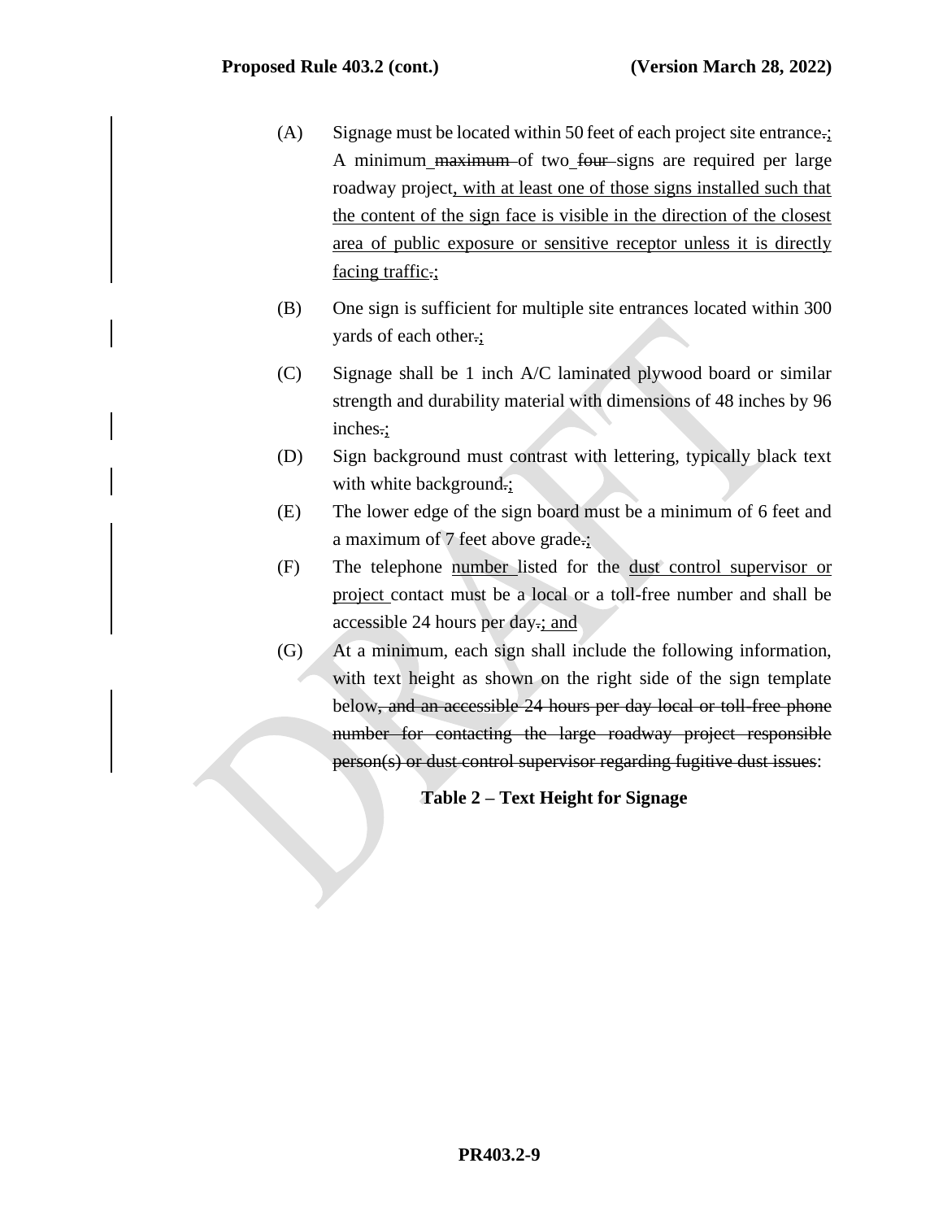(A) Signage must be located within 50 feet of each project site entrance.; A minimum maximum of two four signs are required per large roadway project, with at least one of those signs installed such that the content of the sign face is visible in the direction of the closest area of public exposure or sensitive receptor unless it is directly facing traffic.;

(B) One sign is sufficient for multiple site entrances located within 300 yards of each other.;

(C) Signage shall be 1 inch A/C laminated plywood board or similar strength and durability material with dimensions of 48 inches by 96 inches.;

(D) Sign background must contrast with lettering, typically black text with white background.;

(E) The lower edge of the sign board must be a minimum of 6 feet and a maximum of 7 feet above grade.;

(F) The telephone number listed for the dust control supervisor or project contact must be a local or a toll-free number and shall be accessible 24 hours per day.; and

(G) At a minimum, each sign shall include the following information, with text height as shown on the right side of the sign template below, and an accessible 24 hours per day local or toll-free phone number for contacting the large roadway project responsible person(s) or dust control supervisor regarding fugitive dust issues:

**Table 2 – Text Height for Signage**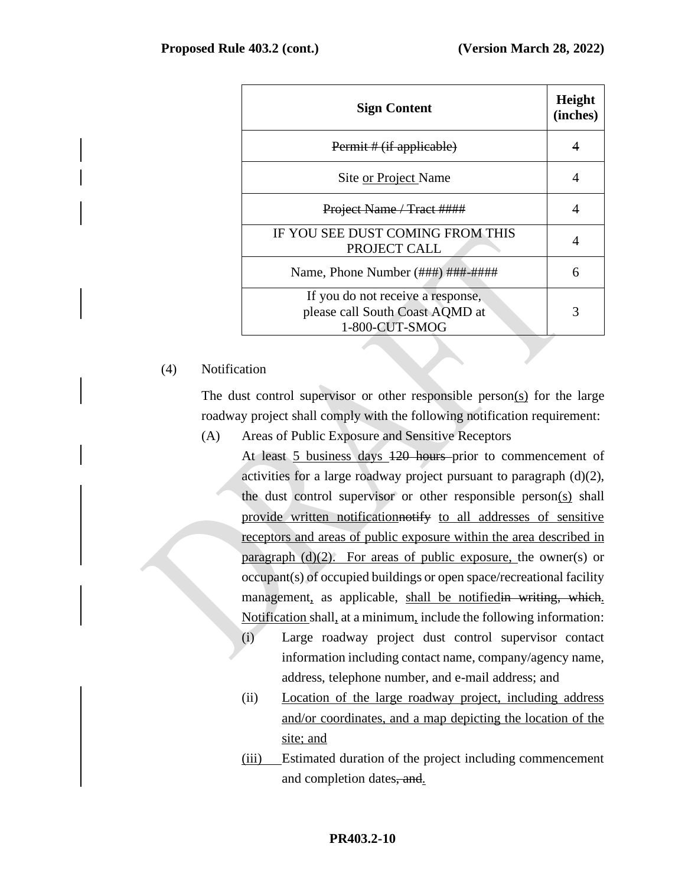| Sign Content | Height (inches) |
| --- | --- |
| ~~Permit # (if applicable)~~ | ~~4~~ |
| Site <u>or Project</u> Name | 4 |
| ~~Project Name / Tract ####~~ | ~~4~~ |
| IF YOU SEE DUST COMING FROM THIS PROJECT CALL | 4 |
| Name, Phone Number (###) ###-#### | 6 |
| If you do not receive a response, please call South Coast AQMD at 1-800-CUT-SMOG | 3 |

(4) Notification

The dust control supervisor or other responsible person<u>(s)</u> for the large roadway project shall comply with the following notification requirement:

(A) Areas of Public Exposure and Sensitive Receptors

At least <u>5 business days</u> ~~120 hours~~ prior to commencement of activities for a large roadway project pursuant to paragraph (d)(2), the dust control supervisor or other responsible person<u>(s)</u> shall <u>provide written notification</u>~~notify~~ <u>to all addresses of sensitive receptors and areas of public exposure within the area described in paragraph (d)(2). For areas of public exposure,</u> the owner(s) or occupant(s) of occupied buildings or open space/recreational facility management<u>,</u> as applicable, <u>shall be notified</u>~~in writing, which~~<u>. Notification</u> shall<u>,</u> at a minimum<u>,</u> include the following information:

(i) Large roadway project dust control supervisor contact information including contact name, company/agency name, address, telephone number, and e-mail address; and

(ii) <u>Location of the large roadway project, including address and/or coordinates, and a map depicting the location of the site; and</u>

<u>(iii)</u> Estimated duration of the project including commencement and completion dates~~, and~~<u>.</u>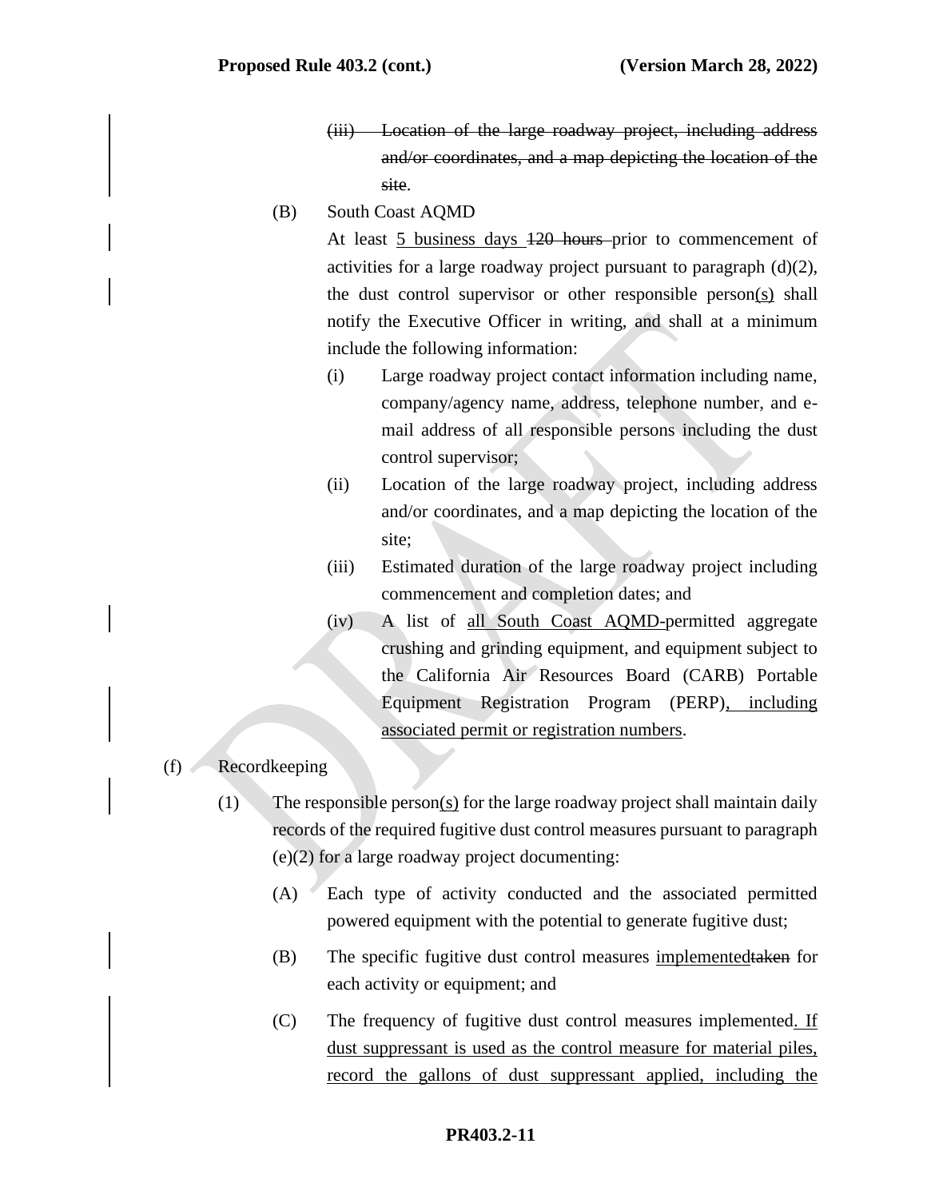(iii) ~~Location of the large roadway project, including address and/or coordinates, and a map depicting the location of the site~~.

(B) South Coast AQMD

At least 5 business days ~~120 hours~~ prior to commencement of activities for a large roadway project pursuant to paragraph (d)(2), the dust control supervisor or other responsible person(s) shall notify the Executive Officer in writing, and shall at a minimum include the following information:

(i) Large roadway project contact information including name, company/agency name, address, telephone number, and e-mail address of all responsible persons including the dust control supervisor;

(ii) Location of the large roadway project, including address and/or coordinates, and a map depicting the location of the site;

(iii) Estimated duration of the large roadway project including commencement and completion dates; and

(iv) A list of all South Coast AQMD-permitted aggregate crushing and grinding equipment, and equipment subject to the California Air Resources Board (CARB) Portable Equipment Registration Program (PERP), including associated permit or registration numbers.

(f) Recordkeeping

(1) The responsible person(s) for the large roadway project shall maintain daily records of the required fugitive dust control measures pursuant to paragraph (e)(2) for a large roadway project documenting:

(A) Each type of activity conducted and the associated permitted powered equipment with the potential to generate fugitive dust;

(B) The specific fugitive dust control measures implemented~~taken~~ for each activity or equipment; and

(C) The frequency of fugitive dust control measures implemented. If dust suppressant is used as the control measure for material piles, record the gallons of dust suppressant applied, including the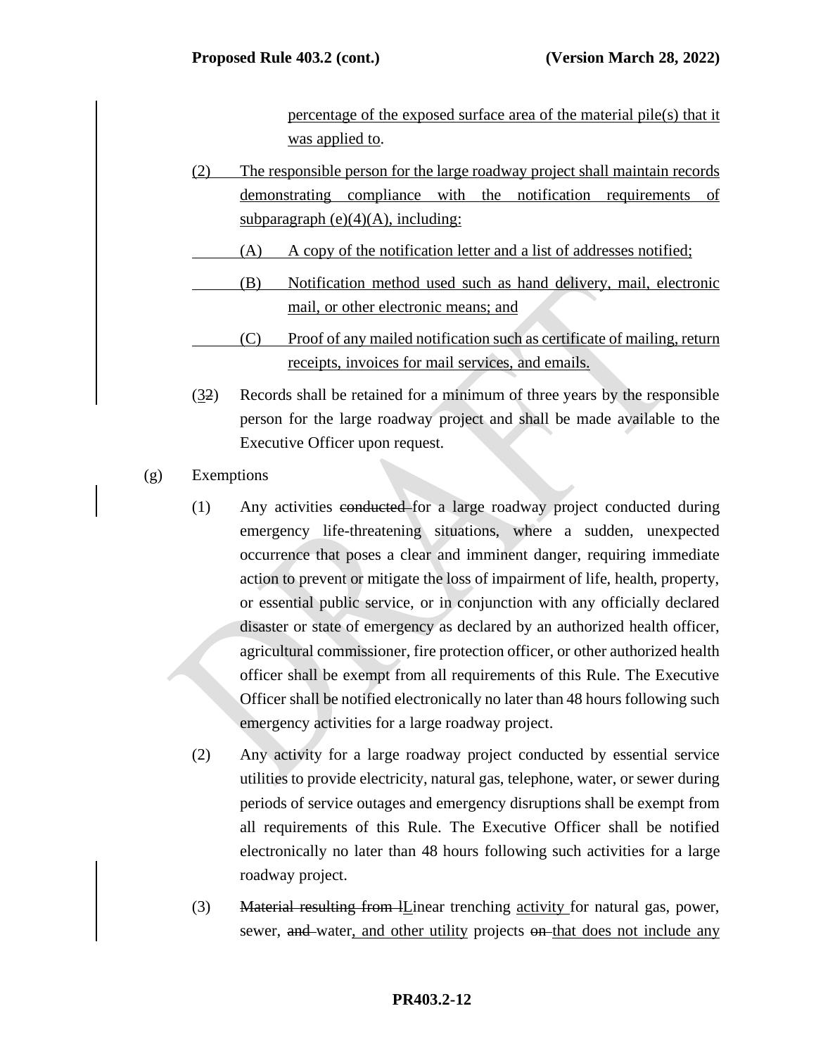percentage of the exposed surface area of the material pile(s) that it was applied to.

(2) The responsible person for the large roadway project shall maintain records demonstrating compliance with the notification requirements of subparagraph (e)(4)(A), including:

(A) A copy of the notification letter and a list of addresses notified;

(B) Notification method used such as hand delivery, mail, electronic mail, or other electronic means; and

(C) Proof of any mailed notification such as certificate of mailing, return receipts, invoices for mail services, and emails.

(32) Records shall be retained for a minimum of three years by the responsible person for the large roadway project and shall be made available to the Executive Officer upon request.

(g) Exemptions

(1) Any activities ~~conducted~~ for a large roadway project conducted during emergency life-threatening situations, where a sudden, unexpected occurrence that poses a clear and imminent danger, requiring immediate action to prevent or mitigate the loss of impairment of life, health, property, or essential public service, or in conjunction with any officially declared disaster or state of emergency as declared by an authorized health officer, agricultural commissioner, fire protection officer, or other authorized health officer shall be exempt from all requirements of this Rule. The Executive Officer shall be notified electronically no later than 48 hours following such emergency activities for a large roadway project.

(2) Any activity for a large roadway project conducted by essential service utilities to provide electricity, natural gas, telephone, water, or sewer during periods of service outages and emergency disruptions shall be exempt from all requirements of this Rule. The Executive Officer shall be notified electronically no later than 48 hours following such activities for a large roadway project.

(3) ~~Material resulting from l~~Linear trenching activity for natural gas, power, sewer, ~~and~~ water, and other utility projects ~~on~~ that does not include any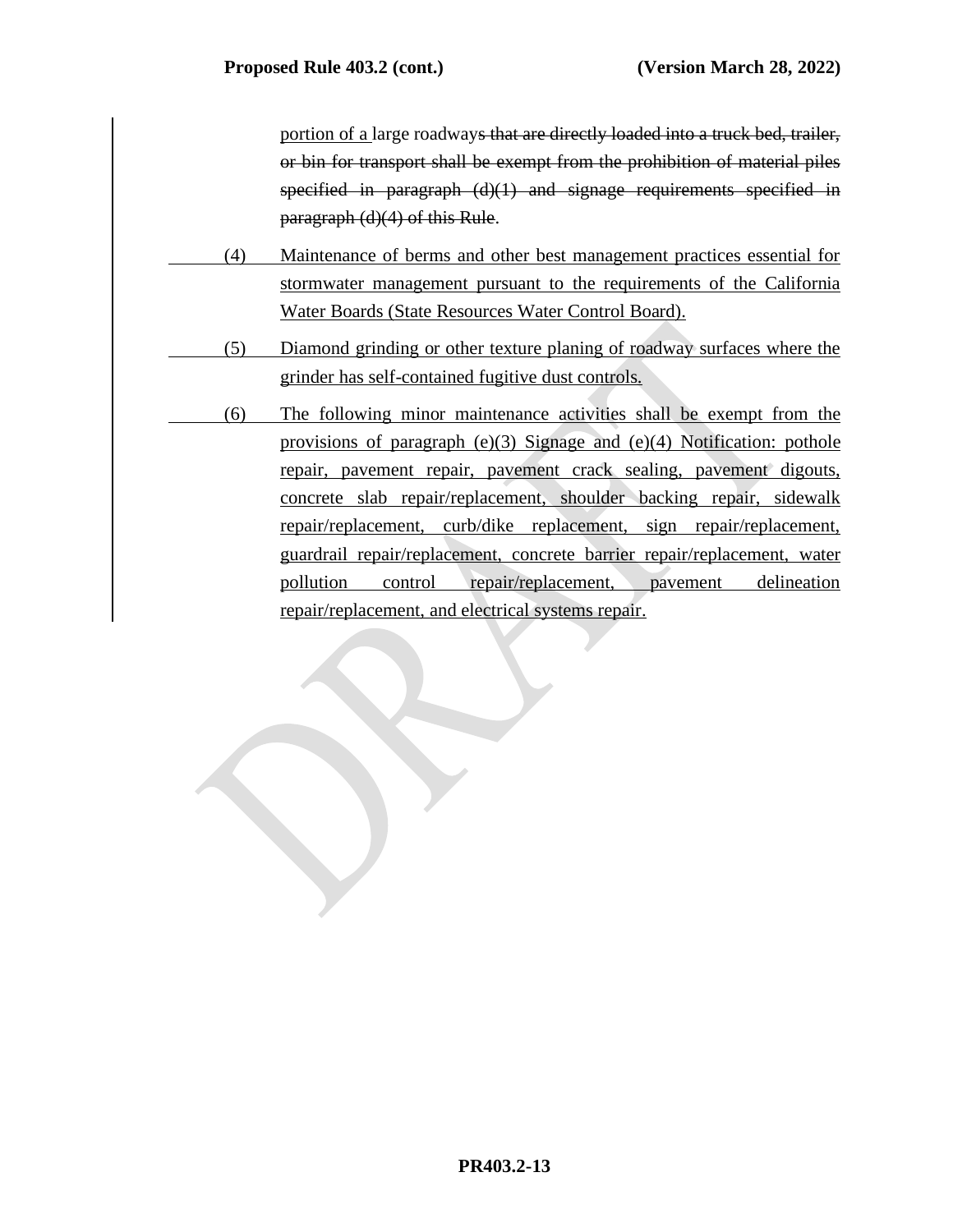portion of a large roadways ~~that are directly loaded into a truck bed, trailer, or bin for transport shall be exempt from the prohibition of material piles specified in paragraph (d)(1) and signage requirements specified in paragraph (d)(4) of this Rule~~.

(4) Maintenance of berms and other best management practices essential for stormwater management pursuant to the requirements of the California Water Boards (State Resources Water Control Board).

(5) Diamond grinding or other texture planing of roadway surfaces where the grinder has self-contained fugitive dust controls.

(6) The following minor maintenance activities shall be exempt from the provisions of paragraph (e)(3) Signage and (e)(4) Notification: pothole repair, pavement repair, pavement crack sealing, pavement digouts, concrete slab repair/replacement, shoulder backing repair, sidewalk repair/replacement, curb/dike replacement, sign repair/replacement, guardrail repair/replacement, concrete barrier repair/replacement, water pollution control repair/replacement, pavement delineation repair/replacement, and electrical systems repair.